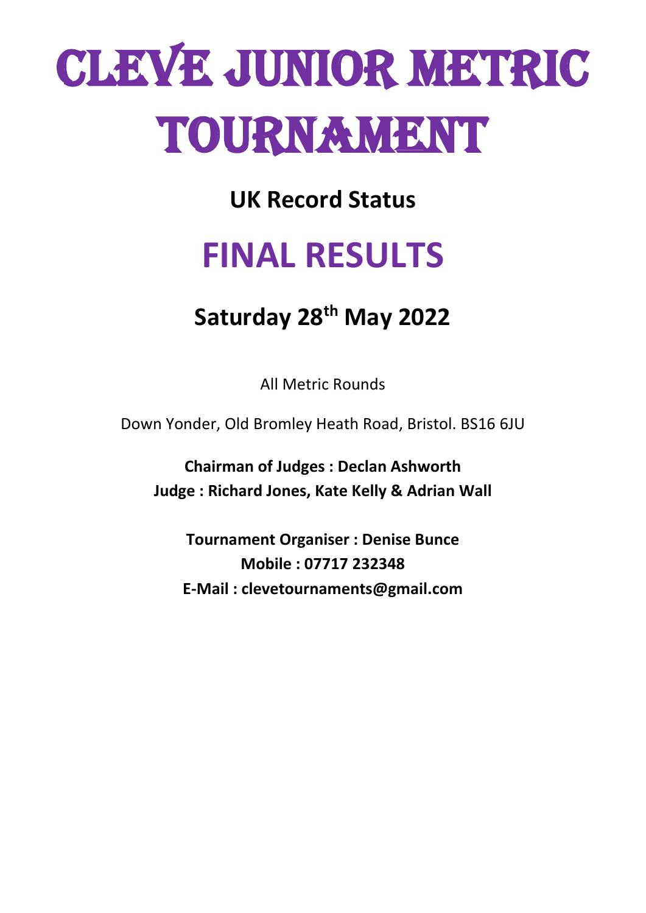# CLEVE JUNIOR METRIC TOURNAMENT

## UK Record Status

# FINAL RESULTS

## Saturday 28th May 2022

All Metric Rounds

Down Yonder, Old Bromley Heath Road, Bristol. BS16 6JU

**Chairman of Judges : Declan Ashworth**
**Judge : Richard Jones, Kate Kelly & Adrian Wall**

**Tournament Organiser : Denise Bunce**
**Mobile : 07717 232348**
**E-Mail : clevetournaments@gmail.com**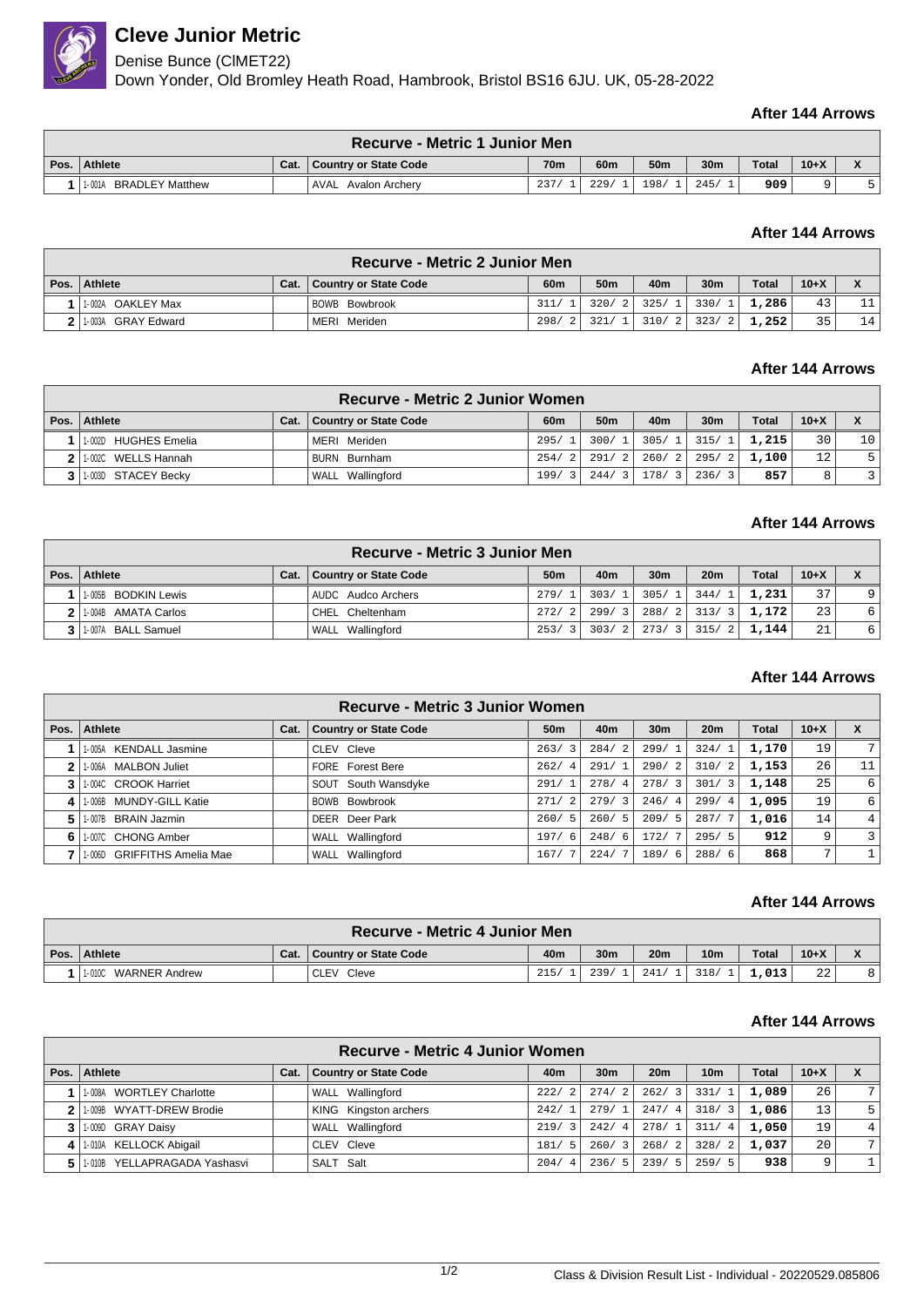# Cleve Junior Metric

Denise Bunce (ClMET22)
Down Yonder, Old Bromley Heath Road, Hambrook, Bristol BS16 6JU. UK, 05-28-2022

**After 144 Arrows**

| Recurve - Metric 1 Junior Men | | | | | | | | | | |
|---|---|---|---|---|---|---|---|---|---|---|
| Pos. | Athlete | Cat. | Country or State Code | 70m | 60m | 50m | 30m | Total | 10+X | X |
| 1 | 1-001A BRADLEY Matthew | | AVAL Avalon Archery | 237/ 1 | 229/ 1 | 198/ 1 | 245/ 1 | 909 | 9 | 5 |

**After 144 Arrows**

| Recurve - Metric 2 Junior Men | | | | | | | | | | |
|---|---|---|---|---|---|---|---|---|---|---|
| Pos. | Athlete | Cat. | Country or State Code | 60m | 50m | 40m | 30m | Total | 10+X | X |
| 1 | 1-002A OAKLEY Max | | BOWB Bowbrook | 311/ 1 | 320/ 2 | 325/ 1 | 330/ 1 | 1,286 | 43 | 11 |
| 2 | 1-003A GRAY Edward | | MERI Meriden | 298/ 2 | 321/ 1 | 310/ 2 | 323/ 2 | 1,252 | 35 | 14 |

**After 144 Arrows**

| Recurve - Metric 2 Junior Women | | | | | | | | | | |
|---|---|---|---|---|---|---|---|---|---|---|
| Pos. | Athlete | Cat. | Country or State Code | 60m | 50m | 40m | 30m | Total | 10+X | X |
| 1 | 1-002D HUGHES Emelia | | MERI Meriden | 295/ 1 | 300/ 1 | 305/ 1 | 315/ 1 | 1,215 | 30 | 10 |
| 2 | 1-002C WELLS Hannah | | BURN Burnham | 254/ 2 | 291/ 2 | 260/ 2 | 295/ 2 | 1,100 | 12 | 5 |
| 3 | 1-003D STACEY Becky | | WALL Wallingford | 199/ 3 | 244/ 3 | 178/ 3 | 236/ 3 | 857 | 8 | 3 |

**After 144 Arrows**

| Recurve - Metric 3 Junior Men | | | | | | | | | | |
|---|---|---|---|---|---|---|---|---|---|---|
| Pos. | Athlete | Cat. | Country or State Code | 50m | 40m | 30m | 20m | Total | 10+X | X |
| 1 | 1-005B BODKIN Lewis | | AUDC Audco Archers | 279/ 1 | 303/ 1 | 305/ 1 | 344/ 1 | 1,231 | 37 | 9 |
| 2 | 1-004B AMATA Carlos | | CHEL Cheltenham | 272/ 2 | 299/ 3 | 288/ 2 | 313/ 3 | 1,172 | 23 | 6 |
| 3 | 1-007A BALL Samuel | | WALL Wallingford | 253/ 3 | 303/ 2 | 273/ 3 | 315/ 2 | 1,144 | 21 | 6 |

**After 144 Arrows**

| Recurve - Metric 3 Junior Women | | | | | | | | | | |
|---|---|---|---|---|---|---|---|---|---|---|
| Pos. | Athlete | Cat. | Country or State Code | 50m | 40m | 30m | 20m | Total | 10+X | X |
| 1 | 1-005A KENDALL Jasmine | | CLEV Cleve | 263/ 3 | 284/ 2 | 299/ 1 | 324/ 1 | 1,170 | 19 | 7 |
| 2 | 1-006A MALBON Juliet | | FORE Forest Bere | 262/ 4 | 291/ 1 | 290/ 2 | 310/ 2 | 1,153 | 26 | 11 |
| 3 | 1-004C CROOK Harriet | | SOUT South Wansdyke | 291/ 1 | 278/ 4 | 278/ 3 | 301/ 3 | 1,148 | 25 | 6 |
| 4 | 1-006B MUNDY-GILL Katie | | BOWB Bowbrook | 271/ 2 | 279/ 3 | 246/ 4 | 299/ 4 | 1,095 | 19 | 6 |
| 5 | 1-007B BRAIN Jazmin | | DEER Deer Park | 260/ 5 | 260/ 5 | 209/ 5 | 287/ 7 | 1,016 | 14 | 4 |
| 6 | 1-007C CHONG Amber | | WALL Wallingford | 197/ 6 | 248/ 6 | 172/ 7 | 295/ 5 | 912 | 9 | 3 |
| 7 | 1-006D GRIFFITHS Amelia Mae | | WALL Wallingford | 167/ 7 | 224/ 7 | 189/ 6 | 288/ 6 | 868 | 7 | 1 |

**After 144 Arrows**

| Recurve - Metric 4 Junior Men | | | | | | | | | | |
|---|---|---|---|---|---|---|---|---|---|---|
| Pos. | Athlete | Cat. | Country or State Code | 40m | 30m | 20m | 10m | Total | 10+X | X |
| 1 | 1-010C WARNER Andrew | | CLEV Cleve | 215/ 1 | 239/ 1 | 241/ 1 | 318/ 1 | 1,013 | 22 | 8 |

**After 144 Arrows**

| Recurve - Metric 4 Junior Women | | | | | | | | | | |
|---|---|---|---|---|---|---|---|---|---|---|
| Pos. | Athlete | Cat. | Country or State Code | 40m | 30m | 20m | 10m | Total | 10+X | X |
| 1 | 1-008A WORTLEY Charlotte | | WALL Wallingford | 222/ 2 | 274/ 2 | 262/ 3 | 331/ 1 | 1,089 | 26 | 7 |
| 2 | 1-009B WYATT-DREW Brodie | | KING Kingston archers | 242/ 1 | 279/ 1 | 247/ 4 | 318/ 3 | 1,086 | 13 | 5 |
| 3 | 1-009D GRAY Daisy | | WALL Wallingford | 219/ 3 | 242/ 4 | 278/ 1 | 311/ 4 | 1,050 | 19 | 4 |
| 4 | 1-010A KELLOCK Abigail | | CLEV Cleve | 181/ 5 | 260/ 3 | 268/ 2 | 328/ 2 | 1,037 | 20 | 7 |
| 5 | 1-010B YELLAPRAGADA Yashasvi | | SALT Salt | 204/ 4 | 236/ 5 | 239/ 5 | 259/ 5 | 938 | 9 | 1 |

Class & Division Result List - Individual - 20220529.085806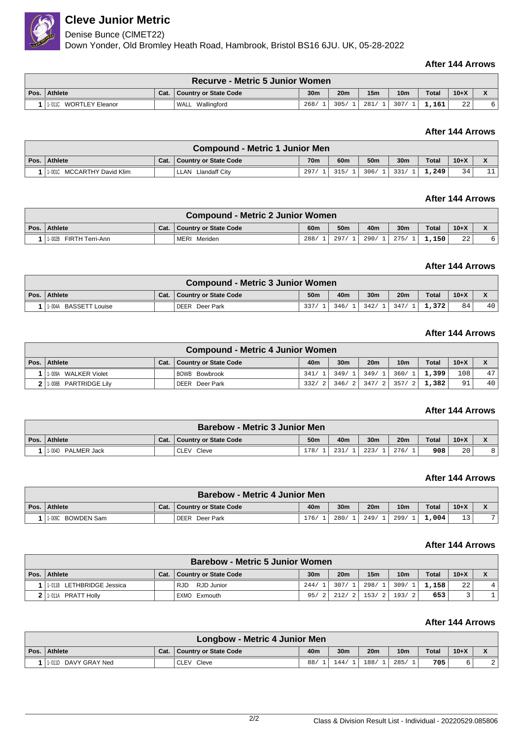# Cleve Junior Metric

Denise Bunce (ClMET22)

Down Yonder, Old Bromley Heath Road, Hambrook, Bristol BS16 6JU. UK, 05-28-2022

**After 144 Arrows**

| Recurve - Metric 5 Junior Women | | | | | | | | | | |
|---|---|---|---|---|---|---|---|---|---|---|
| Pos. | Athlete | Cat. | Country or State Code | 30m | 20m | 15m | 10m | Total | 10+X | X |
| 1 | 1-011C WORTLEY Eleanor | | WALL Wallingford | 268/ 1 | 305/ 1 | 281/ 1 | 307/ 1 | 1,161 | 22 | 6 |

**After 144 Arrows**

| Compound - Metric 1 Junior Men | | | | | | | | | | |
|---|---|---|---|---|---|---|---|---|---|---|
| Pos. | Athlete | Cat. | Country or State Code | 70m | 60m | 50m | 30m | Total | 10+X | X |
| 1 | 1-001C MCCARTHY David Klim | | LLAN Llandaff City | 297/ 1 | 315/ 1 | 306/ 1 | 331/ 1 | 1,249 | 34 | 11 |

**After 144 Arrows**

| Compound - Metric 2 Junior Women | | | | | | | | | | |
|---|---|---|---|---|---|---|---|---|---|---|
| Pos. | Athlete | Cat. | Country or State Code | 60m | 50m | 40m | 30m | Total | 10+X | X |
| 1 | 1-002B FIRTH Terri-Ann | | MERI Meriden | 288/ 1 | 297/ 1 | 290/ 1 | 275/ 1 | 1,150 | 22 | 6 |

**After 144 Arrows**

| Compound - Metric 3 Junior Women | | | | | | | | | | |
|---|---|---|---|---|---|---|---|---|---|---|
| Pos. | Athlete | Cat. | Country or State Code | 50m | 40m | 30m | 20m | Total | 10+X | X |
| 1 | 1-004A BASSETT Louise | | DEER Deer Park | 337/ 1 | 346/ 1 | 342/ 1 | 347/ 1 | 1,372 | 84 | 40 |

**After 144 Arrows**

| Compound - Metric 4 Junior Women | | | | | | | | | | |
|---|---|---|---|---|---|---|---|---|---|---|
| Pos. | Athlete | Cat. | Country or State Code | 40m | 30m | 20m | 10m | Total | 10+X | X |
| 1 | 1-009A WALKER Violet | | BOWB Bowbrook | 341/ 1 | 349/ 1 | 349/ 1 | 360/ 1 | 1,399 | 108 | 47 |
| 2 | 1-008B PARTRIDGE Lily | | DEER Deer Park | 332/ 2 | 346/ 2 | 347/ 2 | 357/ 2 | 1,382 | 91 | 40 |

**After 144 Arrows**

| Barebow - Metric 3 Junior Men | | | | | | | | | | |
|---|---|---|---|---|---|---|---|---|---|---|
| Pos. | Athlete | Cat. | Country or State Code | 50m | 40m | 30m | 20m | Total | 10+X | X |
| 1 | 1-004D PALMER Jack | | CLEV Cleve | 178/ 1 | 231/ 1 | 223/ 1 | 276/ 1 | 908 | 20 | 8 |

**After 144 Arrows**

| Barebow - Metric 4 Junior Men | | | | | | | | | | |
|---|---|---|---|---|---|---|---|---|---|---|
| Pos. | Athlete | Cat. | Country or State Code | 40m | 30m | 20m | 10m | Total | 10+X | X |
| 1 | 1-009C BOWDEN Sam | | DEER Deer Park | 176/ 1 | 280/ 1 | 249/ 1 | 299/ 1 | 1,004 | 13 | 7 |

**After 144 Arrows**

| Barebow - Metric 5 Junior Women | | | | | | | | | | |
|---|---|---|---|---|---|---|---|---|---|---|
| Pos. | Athlete | Cat. | Country or State Code | 30m | 20m | 15m | 10m | Total | 10+X | X |
| 1 | 1-011B LETHBRIDGE Jessica | | RJD RJD Junior | 244/ 1 | 307/ 1 | 298/ 1 | 309/ 1 | 1,158 | 22 | 4 |
| 2 | 1-011A PRATT Holly | | EXMO Exmouth | 95/ 2 | 212/ 2 | 153/ 2 | 193/ 2 | 653 | 3 | 1 |

**After 144 Arrows**

| Longbow - Metric 4 Junior Men | | | | | | | | | | |
|---|---|---|---|---|---|---|---|---|---|---|
| Pos. | Athlete | Cat. | Country or State Code | 40m | 30m | 20m | 10m | Total | 10+X | X |
| 1 | 1-011D DAVY GRAY Ned | | CLEV Cleve | 88/ 1 | 144/ 1 | 188/ 1 | 285/ 1 | 705 | 6 | 2 |

Class & Division Result List - Individual - 20220529.085806